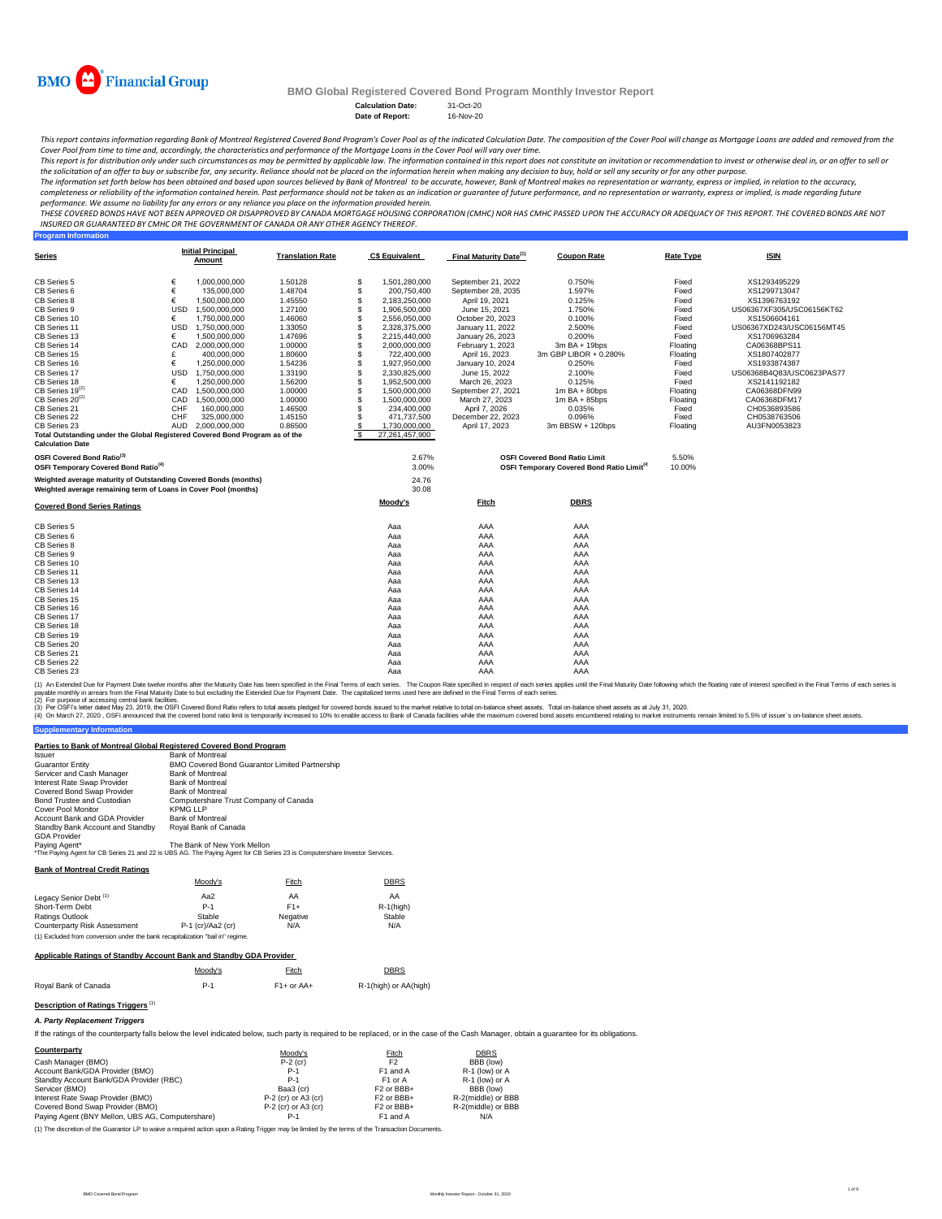BMO Financial Group

# BMO Global Registered Covered Bond Program Monthly Investor Report

**Calculation Date:** 31-Oct-20
**Date of Report:** 16-Nov-20

*This report contains information regarding Bank of Montreal Registered Covered Bond Program's Cover Pool as of the indicated Calculation Date. The composition of the Cover Pool will change as Mortgage Loans are added and removed from the Cover Pool from time to time and, accordingly, the characteristics and performance of the Mortgage Loans in the Cover Pool will vary over time.*
*This report is for distribution only under such circumstances as may be permitted by applicable law. The information contained in this report does not constitute an invitation or recommendation to invest or otherwise deal in, or an offer to sell or the solicitation of an offer to buy or subscribe for, any security. Reliance should not be placed on the information herein when making any decision to buy, hold or sell any security or for any other purpose.*
*The information set forth below has been obtained and based upon sources believed by Bank of Montreal to be accurate, however, Bank of Montreal makes no representation or warranty, express or implied, in relation to the accuracy, completeness or reliability of the information contained herein. Past performance should not be taken as an indication or guarantee of future performance, and no representation or warranty, express or implied, is made regarding future performance. We assume no liability for any errors or any reliance you place on the information provided herein.*
*THESE COVERED BONDS HAVE NOT BEEN APPROVED OR DISAPPROVED BY CANADA MORTGAGE HOUSING CORPORATION (CMHC) NOR HAS CMHC PASSED UPON THE ACCURACY OR ADEQUACY OF THIS REPORT. THE COVERED BONDS ARE NOT INSURED OR GUARANTEED BY CMHC OR THE GOVERNMENT OF CANADA OR ANY OTHER AGENCY THEREOF.*

## Program Information

| Series | | Initial Principal Amount | Translation Rate | | C$ Equivalent | Final Maturity Date[1] | Coupon Rate | Rate Type | ISIN |
|---|---|---|---|---|---|---|---|---|---|
| CB Series 5 | € | 1,000,000,000 | 1.50128 | $ | 1,501,280,000 | September 21, 2022 | 0.750% | Fixed | XS1293495229 |
| CB Series 6 | € | 135,000,000 | 1.48704 | $ | 200,750,400 | September 28, 2035 | 1.597% | Fixed | XS1299713047 |
| CB Series 8 | € | 1,500,000,000 | 1.45550 | $ | 2,183,250,000 | April 19, 2021 | 0.125% | Fixed | XS1396763192 |
| CB Series 9 | USD | 1,500,000,000 | 1.27100 | $ | 1,906,500,000 | June 15, 2021 | 1.750% | Fixed | US06367XF305/USC06156KT62 |
| CB Series 10 | € | 1,750,000,000 | 1.46060 | $ | 2,556,050,000 | October 20, 2023 | 0.100% | Fixed | XS1506604161 |
| CB Series 11 | USD | 1,750,000,000 | 1.33050 | $ | 2,328,375,000 | January 11, 2022 | 2.500% | Fixed | US06367XD243/USC06156MT45 |
| CB Series 13 | € | 1,500,000,000 | 1.47696 | $ | 2,215,440,000 | January 26, 2023 | 0.200% | Fixed | XS1706963284 |
| CB Series 14 | CAD | 2,000,000,000 | 1.00000 | $ | 2,000,000,000 | February 1, 2023 | 3m BA + 19bps | Floating | CA06368BPS11 |
| CB Series 15 | £ | 400,000,000 | 1.80600 | $ | 722,400,000 | April 16, 2023 | 3m GBP LIBOR + 0.280% | Floating | XS1807402877 |
| CB Series 16 | € | 1,250,000,000 | 1.54236 | $ | 1,927,950,000 | January 10, 2024 | 0.250% | Fixed | XS1933874387 |
| CB Series 17 | USD | 1,750,000,000 | 1.33190 | $ | 2,330,825,000 | June 15, 2022 | 2.100% | Fixed | US06368B4Q83/USC0623PAS77 |
| CB Series 18 | € | 1,250,000,000 | 1.56200 | $ | 1,952,500,000 | March 26, 2023 | 0.125% | Fixed | XS2141192182 |
| CB Series 19[2] | CAD | 1,500,000,000 | 1.00000 | $ | 1,500,000,000 | September 27, 2021 | 1m BA + 80bps | Floating | CA06368DFN99 |
| CB Series 20[2] | CAD | 1,500,000,000 | 1.00000 | $ | 1,500,000,000 | March 27, 2023 | 1m BA + 85bps | Floating | CA06368DFM17 |
| CB Series 21 | CHF | 160,000,000 | 1.46500 | $ | 234,400,000 | April 7, 2026 | 0.035% | Fixed | CH0536893586 |
| CB Series 22 | CHF | 325,000,000 | 1.45150 | $ | 471,737,500 | December 22, 2023 | 0.096% | Fixed | CH0538763506 |
| CB Series 23 | AUD | 2,000,000,000 | 0.86500 | $ | 1,730,000,000 | April 17, 2023 | 3m BBSW + 120bps | Floating | AU3FN0053823 |
| Total Outstanding under the Global Registered Covered Bond Program as of the Calculation Date | | | | $ | 27,261,457,900 | | | | |

| | | | |
|---|---|---|---|
| OSFI Covered Bond Ratio[3] | 2.67% | OSFI Covered Bond Ratio Limit | 5.50% |
| OSFI Temporary Covered Bond Ratio[4] | 3.00% | OSFI Temporary Covered Bond Ratio Limit[4] | 10.00% |

| | |
|---|---|
| Weighted average maturity of Outstanding Covered Bonds (months) | 24.76 |
| Weighted average remaining term of Loans in Cover Pool (months) | 30.08 |

| Covered Bond Series Ratings | Moody's | Fitch | DBRS |
|---|---|---|---|
| CB Series 5 | Aaa | AAA | AAA |
| CB Series 6 | Aaa | AAA | AAA |
| CB Series 8 | Aaa | AAA | AAA |
| CB Series 9 | Aaa | AAA | AAA |
| CB Series 10 | Aaa | AAA | AAA |
| CB Series 11 | Aaa | AAA | AAA |
| CB Series 13 | Aaa | AAA | AAA |
| CB Series 14 | Aaa | AAA | AAA |
| CB Series 15 | Aaa | AAA | AAA |
| CB Series 16 | Aaa | AAA | AAA |
| CB Series 17 | Aaa | AAA | AAA |
| CB Series 18 | Aaa | AAA | AAA |
| CB Series 19 | Aaa | AAA | AAA |
| CB Series 20 | Aaa | AAA | AAA |
| CB Series 21 | Aaa | AAA | AAA |
| CB Series 22 | Aaa | AAA | AAA |
| CB Series 23 | Aaa | AAA | AAA |

(1) An Extended Due for Payment Date twelve months after the Maturity Date has been specified in the Final Terms of each series. The Coupon Rate specified in respect of each series applies until the Final Maturity Date following which the floating rate of interest specified in the Final Terms of each series is payable monthly in arrears from the Final Maturity Date to but excluding the Extended Due for Payment Date. The capitalized terms used here are defined in the Final Terms of each series.
(2) For purpose of accessing central bank facilities.
(3) Per OSFI's letter dated May 23, 2019, the OSFI Covered Bond Ratio refers to total assets pledged for covered bonds issued to the market relative to total on-balance sheet assets. Total on-balance sheet assets as at July 31, 2020.
(4) On March 27, 2020 , OSFI announced that the covered bond ratio limit is temporarily increased to 10% to enable access to Bank of Canada facilities while the maximum covered bond assets encumbered relating to market instruments remain limited to 5.5% of issuer`s on-balance sheet assets.

## Supplementary Information

### Parties to Bank of Montreal Global Registered Covered Bond Program

| | |
|---|---|
| Issuer | Bank of Montreal |
| Guarantor Entity | BMO Covered Bond Guarantor Limited Partnership |
| Servicer and Cash Manager | Bank of Montreal |
| Interest Rate Swap Provider | Bank of Montreal |
| Covered Bond Swap Provider | Bank of Montreal |
| Bond Trustee and Custodian | Computershare Trust Company of Canada |
| Cover Pool Monitor | KPMG LLP |
| Account Bank and GDA Provider | Bank of Montreal |
| Standby Bank Account and Standby GDA Provider | Royal Bank of Canada |
| Paying Agent* | The Bank of New York Mellon |

*The Paying Agent for CB Series 21 and 22 is UBS AG. The Paying Agent for CB Series 23 is Computershare Investor Services.

### Bank of Montreal Credit Ratings

| | Moody's | Fitch | DBRS |
|---|---|---|---|
| Legacy Senior Debt [1] | Aa2 | AA | AA |
| Short-Term Debt | P-1 | F1+ | R-1(high) |
| Ratings Outlook | Stable | Negative | Stable |
| Counterparty Risk Assessment | P-1 (cr)/Aa2 (cr) | N/A | N/A |

(1) Excluded from conversion under the bank recapitalization "bail in" regime.

### Applicable Ratings of Standby Account Bank and Standby GDA Provider

| | Moody's | Fitch | DBRS |
|---|---|---|---|
| Royal Bank of Canada | P-1 | F1+ or AA+ | R-1(high) or AA(high) |

### Description of Ratings Triggers [1]

#### *A. Party Replacement Triggers*

If the ratings of the counterparty falls below the level indicated below, such party is required to be replaced, or in the case of the Cash Manager, obtain a guarantee for its obligations.

| Counterparty | Moody's | Fitch | DBRS |
|---|---|---|---|
| Cash Manager (BMO) | P-2 (cr) | F2 | BBB (low) |
| Account Bank/GDA Provider (BMO) | P-1 | F1 and A | R-1 (low) or A |
| Standby Account Bank/GDA Provider (RBC) | P-1 | F1 or A | R-1 (low) or A |
| Servicer (BMO) | Baa3 (cr) | F2 or BBB+ | BBB (low) |
| Interest Rate Swap Provider (BMO) | P-2 (cr) or A3 (cr) | F2 or BBB+ | R-2(middle) or BBB |
| Covered Bond Swap Provider (BMO) | P-2 (cr) or A3 (cr) | F2 or BBB+ | R-2(middle) or BBB |
| Paying Agent (BNY Mellon, UBS AG, Computershare) | P-1 | F1 and A | N/A |

(1) The discretion of the Guarantor LP to waive a required action upon a Rating Trigger may be limited by the terms of the Transaction Documents.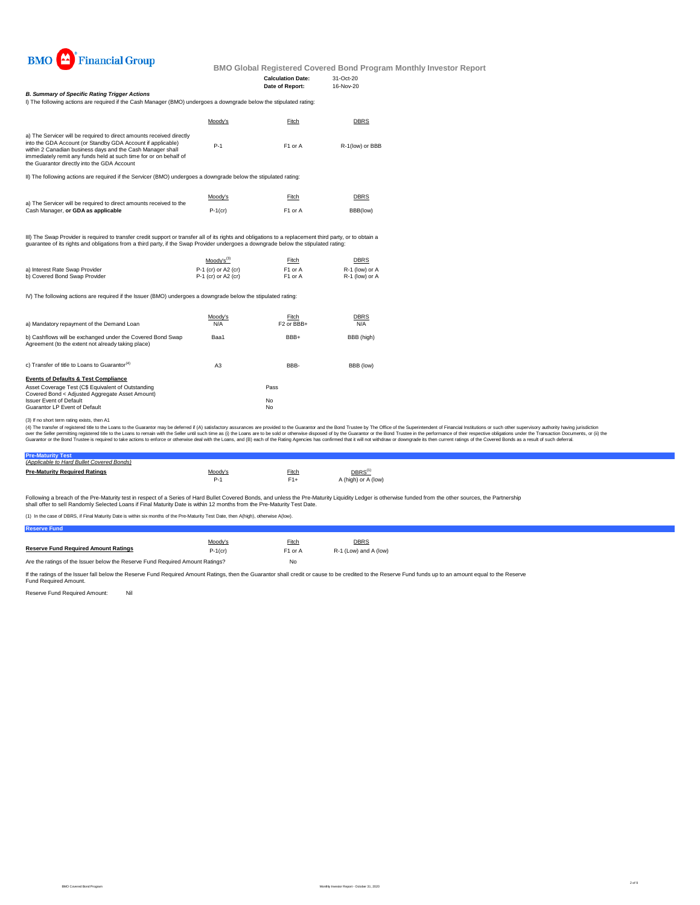BMO Financial Group

## BMO Global Registered Covered Bond Program Monthly Investor Report

**Calculation Date:** 31-Oct-20
**Date of Report:** 16-Nov-20

***B. Summary of Specific Rating Trigger Actions***

I) The following actions are required if the Cash Manager (BMO) undergoes a downgrade below the stipulated rating:

| | Moody's | Fitch | DBRS |
|---|---|---|---|
| a) The Servicer will be required to direct amounts received directly into the GDA Account (or Standby GDA Account if applicable) within 2 Canadian business days and the Cash Manager shall immediately remit any funds held at such time for or on behalf of the Guarantor directly into the GDA Account | P-1 | F1 or A | R-1(low) or BBB |

II) The following actions are required if the Servicer (BMO) undergoes a downgrade below the stipulated rating:

| | Moody's | Fitch | DBRS |
|---|---|---|---|
| a) The Servicer will be required to direct amounts received to the Cash Manager, **or GDA as applicable** | P-1(cr) | F1 or A | BBB(low) |

III) The Swap Provider is required to transfer credit support or transfer all of its rights and obligations to a replacement third party, or to obtain a guarantee of its rights and obligations from a third party, if the Swap Provider undergoes a downgrade below the stipulated rating:

| | Moody's[3] | Fitch | DBRS |
|---|---|---|---|
| a) Interest Rate Swap Provider | P-1 (cr) or A2 (cr) | F1 or A | R-1 (low) or A |
| b) Covered Bond Swap Provider | P-1 (cr) or A2 (cr) | F1 or A | R-1 (low) or A |

IV) The following actions are required if the Issuer (BMO) undergoes a downgrade below the stipulated rating:

| | Moody's | Fitch | DBRS |
|---|---|---|---|
| a) Mandatory repayment of the Demand Loan | N/A | F2 or BBB+ | N/A |
| b) Cashflows will be exchanged under the Covered Bond Swap Agreement (to the extent not already taking place) | Baa1 | BBB+ | BBB (high) |
| c) Transfer of title to Loans to Guarantor[4] | A3 | BBB- | BBB (low) |

**Events of Defaults & Test Compliance**

| | |
|---|---|
| Asset Coverage Test (C$ Equivalent of Outstanding Covered Bond < Adjusted Aggregate Asset Amount) | Pass |
| Issuer Event of Default | No |
| Guarantor LP Event of Default | No |

(3) If no short term rating exists, then A1

(4) The transfer of registered title to the Loans to the Guarantor may be deferred if (A) satisfactory assurances are provided to the Guarantor and the Bond Trustee by The Office of the Superintendent of Financial Institutions or such other supervisory authority having jurisdiction over the Seller permitting registered title to the Loans to remain with the Seller until such time as (i) the Loans are to be sold or otherwise disposed of by the Guarantor or the Bond Trustee in the performance of their respective obligations under the Transaction Documents, or (ii) the Guarantor or the Bond Trustee is required to take actions to enforce or otherwise deal with the Loans, and (B) each of the Rating Agencies has confirmed that it will not withdraw or downgrade its then current ratings of the Covered Bonds as a result of such deferral.

### Pre-Maturity Test

*(Applicable to Hard Bullet Covered Bonds)*

| | Moody's | Fitch | DBRS[1] |
|---|---|---|---|
| **Pre-Maturity Required Ratings** | P-1 | F1+ | A (high) or A (low) |

Following a breach of the Pre-Maturity test in respect of a Series of Hard Bullet Covered Bonds, and unless the Pre-Maturity Liquidity Ledger is otherwise funded from the other sources, the Partnership shall offer to sell Randomly Selected Loans if Final Maturity Date is within 12 months from the Pre-Maturity Test Date.

(1) In the case of DBRS, if Final Maturity Date is within six months of the Pre-Maturity Test Date, then A(high), otherwise A(low).

### Reserve Fund

| | Moody's | Fitch | DBRS |
|---|---|---|---|
| **Reserve Fund Required Amount Ratings** | P-1(cr) | F1 or A | R-1 (Low) and A (low) |
| Are the ratings of the Issuer below the Reserve Fund Required Amount Ratings? | | No | |

If the ratings of the Issuer fall below the Reserve Fund Required Amount Ratings, then the Guarantor shall credit or cause to be credited to the Reserve Fund funds up to an amount equal to the Reserve Fund Required Amount.

Reserve Fund Required Amount: Nil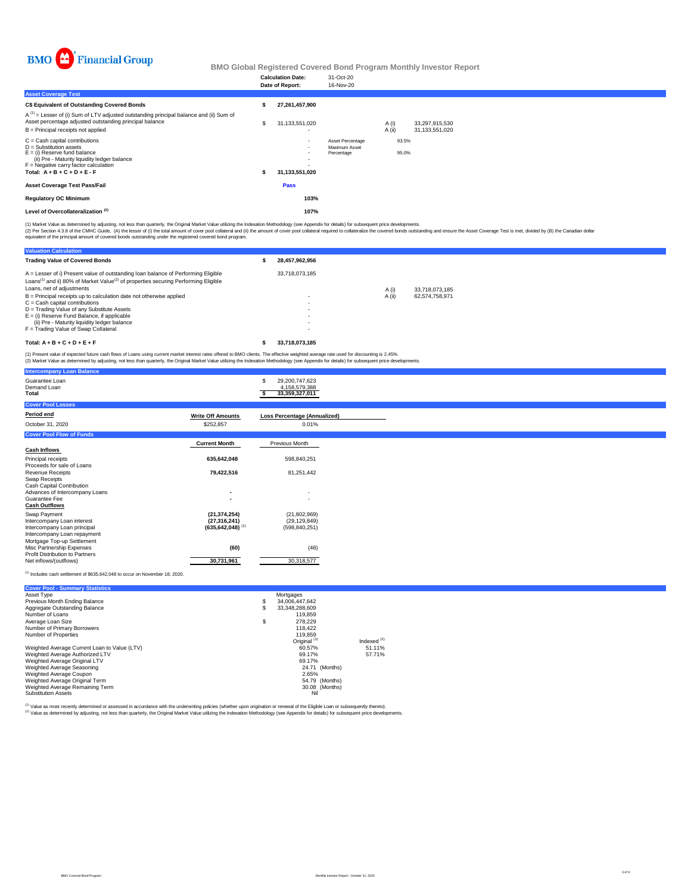BMO Financial Group

# BMO Global Registered Covered Bond Program Monthly Investor Report

| | |
|---|---|
| **Calculation Date:** | 31-Oct-20 |
| **Date of Report:** | 16-Nov-20 |

## Asset Coverage Test

| | | | | |
|---|---|---|---|---|
| **C$ Equivalent of Outstanding Covered Bonds** | **$ 27,261,457,900** | | | |
| A [1] = Lesser of (i) Sum of LTV adjusted outstanding principal balance and (ii) Sum of Asset percentage adjusted outstanding principal balance | $ 31,133,551,020 | | A (i) | 33,297,915,530 |
| B = Principal receipts not applied | - | | A (ii) | 31,133,551,020 |
| C = Cash capital contributions | - | Asset Percentage | 93.5% | |
| D = Substitution assets | - | Maximum Asset Percentage | 95.0% | |
| E = (i) Reserve fund balance | - | | | |
| (ii) Pre - Maturity liquidity ledger balance | - | | | |
| F = Negative carry factor calculation | - | | | |
| **Total: A + B + C + D + E - F** | **$ 31,133,551,020** | | | |
| **Asset Coverage Test Pass/Fail** | **Pass** | | | |
| **Regulatory OC Minimum** | **103%** | | | |
| **Level of Overcollateralization [2]** | **107%** | | | |

(1) Market Value as determined by adjusting, not less than quarterly, the Original Market Value utilizing the Indexation Methodology (see Appendix for details) for subsequent price developments.
(2) Per Section 4.3.8 of the CMHC Guide, (A) the lesser of (i) the total amount of cover pool collateral and (ii) the amount of cover pool collateral required to collateralize the covered bonds outstanding and ensure the Asset Coverage Test is met, divided by (B) the Canadian dollar equivalent of the principal amount of covered bonds outstanding under the registered covered bond program.

## Valuation Calculation

| | | | |
|---|---|---|---|
| **Trading Value of Covered Bonds** | **$ 28,457,962,956** | | |
| A = Lesser of i) Present value of outstanding loan balance of Performing Eligible Loans[1] and ii) 80% of Market Value[2] of properties securing Performing Eligible Loans, net of adjustments | 33,718,073,185 | A (i) | 33,718,073,185 |
| B = Principal receipts up to calculation date not otherwise applied | - | A (ii) | 62,574,758,971 |
| C = Cash capital contributions | - | | |
| D = Trading Value of any Substitute Assets | - | | |
| E = (i) Reserve Fund Balance, if applicable | - | | |
| (ii) Pre - Maturity liquidity ledger balance | - | | |
| F = Trading Value of Swap Collateral | - | | |
| **Total: A + B + C + D + E + F** | **$ 33,718,073,185** | | |

(1) Present value of expected future cash flows of Loans using current market interest rates offered to BMO clients. The effective weighted average rate used for discounting is 2.45%.
(2) Market Value as determined by adjusting, not less than quarterly, the Original Market Value utilizing the Indexation Methodology (see Appendix for details) for subsequent price developments.

## Intercompany Loan Balance

| | |
|---|---|
| Guarantee Loan | $ 29,200,747,623 |
| Demand Loan | 4,158,579,388 |
| **Total** | **$ 33,359,327,011** |

## Cover Pool Losses

| **Period end** | **Write Off Amounts** | **Loss Percentage (Annualized)** |
|---|---|---|
| October 31, 2020 | $252,857 | 0.01% |

## Cover Pool Flow of Funds

| | **Current Month** | Previous Month |
|---|---|---|
| **Cash Inflows** | | |
| Principal receipts | **635,642,048** | 598,840,251 |
| Proceeds for sale of Loans | | |
| Revenue Receipts | **79,422,516** | 81,251,442 |
| Swap Receipts | | |
| Cash Capital Contribution | | |
| Advances of Intercompany Loans | **-** | - |
| Guarantee Fee | **-** | - |
| **Cash Outflows** | | |
| Swap Payment | **(21,374,254)** | (21,802,969) |
| Intercompany Loan interest | **(27,316,241)** | (29,129,849) |
| Intercompany Loan principal | **(635,642,048)** [1] | (598,840,251) |
| Intercompany Loan repayment | | |
| Mortgage Top-up Settlement | | |
| Misc Partnership Expenses | **(60)** | (46) |
| Profit Distribution to Partners | | |
| Net inflows/(outflows) | **30,731,961** | 30,318,577 |

[1] Includes cash settlement of $635,642,048 to occur on November 18, 2020.

## Cover Pool - Summary Statistics

| | | |
|---|---|---|
| Asset Type | Mortgages | |
| Previous Month Ending Balance | $ 34,006,447,642 | |
| Aggregate Outstanding Balance | $ 33,348,288,609 | |
| Number of Loans | 119,859 | |
| Average Loan Size | $ 278,229 | |
| Number of Primary Borrowers | 118,422 | |
| Number of Properties | 119,859 | |
| | Original [1] | Indexed [2] |
| Weighted Average Current Loan to Value (LTV) | 60.57% | 51.11% |
| Weighted Average Authorized LTV | 69.17% | 57.71% |
| Weighted Average Original LTV | 69.17% | |
| Weighted Average Seasoning | 24.71 (Months) | |
| Weighted Average Coupon | 2.65% | |
| Weighted Average Original Term | 54.79 (Months) | |
| Weighted Average Remaining Term | 30.08 (Months) | |
| Substitution Assets | Nil | |

[1] Value as most recently determined or assessed in accordance with the underwriting policies (whether upon origination or renewal of the Eligible Loan or subsequently thereto).
[2] Value as determined by adjusting, not less than quarterly, the Original Market Value utilizing the Indexation Methodology (see Appendix for details) for subsequent price developments.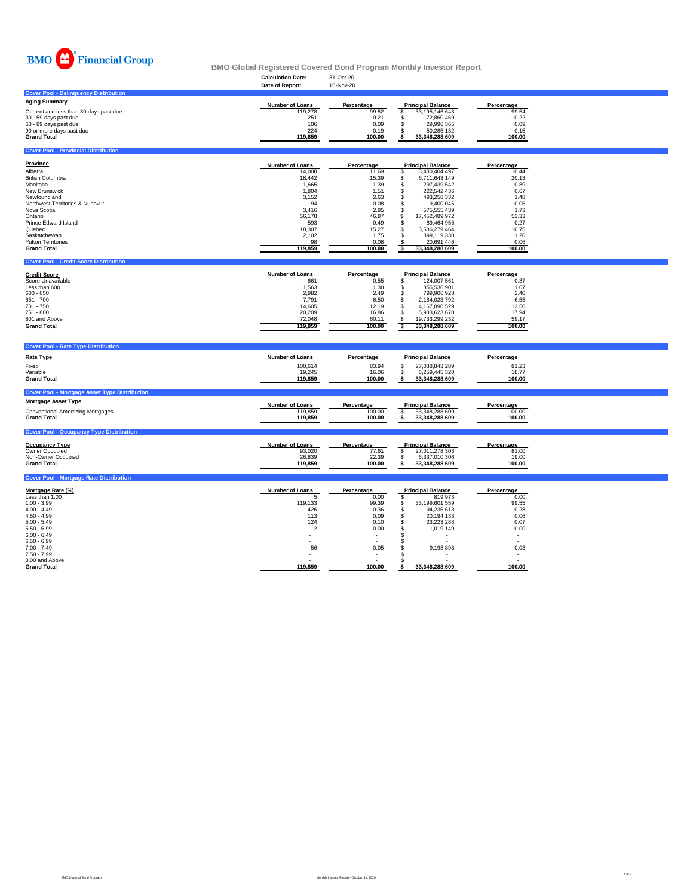BMO Financial Group

# BMO Global Registered Covered Bond Program Monthly Investor Report

**Calculation Date:** 31-Oct-20
**Date of Report:** 16-Nov-20

## Cover Pool - Delinquency Distribution

| Aging Summary | Number of Loans | Percentage | Principal Balance | Percentage |
|---|---|---|---|---|
| Current and less than 30 days past due | 119,278 | 99.52 | $ 33,195,146,643 | 99.54 |
| 30 - 59 days past due | 251 | 0.21 | $ 72,860,469 | 0.22 |
| 60 - 89 days past due | 106 | 0.09 | $ 29,996,365 | 0.09 |
| 90 or more days past due | 224 | 0.19 | $ 50,285,132 | 0.15 |
| **Grand Total** | **119,859** | **100.00** | **$ 33,348,288,609** | **100.00** |

## Cover Pool - Provincial Distribution

| Province | Number of Loans | Percentage | Principal Balance | Percentage |
|---|---|---|---|---|
| Alberta | 14,008 | 11.69 | $ 3,480,404,497 | 10.44 |
| British Columbia | 18,442 | 15.39 | $ 6,711,643,149 | 20.13 |
| Manitoba | 1,665 | 1.39 | $ 297,439,542 | 0.89 |
| New Brunswick | 1,804 | 1.51 | $ 222,542,436 | 0.67 |
| Newfoundland | 3,152 | 2.63 | $ 493,258,332 | 1.48 |
| Northwest Territories & Nunavut | 94 | 0.08 | $ 19,400,045 | 0.06 |
| Nova Scotia | 3,416 | 2.85 | $ 575,555,439 | 1.73 |
| Ontario | 56,178 | 46.87 | $ 17,452,489,972 | 52.33 |
| Prince Edward Island | 593 | 0.49 | $ 89,464,956 | 0.27 |
| Quebec | 18,307 | 15.27 | $ 3,586,279,464 | 10.75 |
| Saskatchewan | 2,102 | 1.75 | $ 399,119,330 | 1.20 |
| Yukon Territories | 98 | 0.08 | $ 20,691,446 | 0.06 |
| **Grand Total** | **119,859** | **100.00** | **$ 33,348,288,609** | **100.00** |

## Cover Pool - Credit Score Distribution

| Credit Score | Number of Loans | Percentage | Principal Balance | Percentage |
|---|---|---|---|---|
| Score Unavailable | 661 | 0.55 | $ 124,007,561 | 0.37 |
| Less than 600 | 1,563 | 1.30 | $ 355,536,901 | 1.07 |
| 600 - 650 | 2,982 | 2.49 | $ 799,906,923 | 2.40 |
| 651 - 700 | 7,791 | 6.50 | $ 2,184,023,792 | 6.55 |
| 701 - 750 | 14,605 | 12.19 | $ 4,167,890,529 | 12.50 |
| 751 - 800 | 20,209 | 16.86 | $ 5,983,623,670 | 17.94 |
| 801 and Above | 72,048 | 60.11 | $ 19,733,299,232 | 59.17 |
| **Grand Total** | **119,859** | **100.00** | **$ 33,348,288,609** | **100.00** |

## Cover Pool - Rate Type Distribution

| Rate Type | Number of Loans | Percentage | Principal Balance | Percentage |
|---|---|---|---|---|
| Fixed | 100,614 | 83.94 | $ 27,088,843,289 | 81.23 |
| Variable | 19,245 | 16.06 | $ 6,259,445,320 | 18.77 |
| **Grand Total** | **119,859** | **100.00** | **$ 33,348,288,609** | **100.00** |

## Cover Pool - Mortgage Asset Type Distribution

| Mortgage Asset Type | Number of Loans | Percentage | Principal Balance | Percentage |
|---|---|---|---|---|
| Conventional Amortizing Mortgages | 119,859 | 100.00 | $ 33,348,288,609 | 100.00 |
| **Grand Total** | **119,859** | **100.00** | **$ 33,348,288,609** | **100.00** |

## Cover Pool - Occupancy Type Distribution

| Occupancy Type | Number of Loans | Percentage | Principal Balance | Percentage |
|---|---|---|---|---|
| Owner Occupied | 93,020 | 77.61 | $ 27,011,278,303 | 81.00 |
| Non-Owner Occupied | 26,839 | 22.39 | $ 6,337,010,306 | 19.00 |
| **Grand Total** | **119,859** | **100.00** | **$ 33,348,288,609** | **100.00** |

## Cover Pool - Mortgage Rate Distribution

| Mortgage Rate (%) | Number of Loans | Percentage | Principal Balance | Percentage |
|---|---|---|---|---|
| Less than 1.00 | 5 | 0.00 | $ 819,973 | 0.00 |
| 1.00 - 3.99 | 119,133 | 99.39 | $ 33,199,601,559 | 99.55 |
| 4.00 - 4.49 | 426 | 0.36 | $ 94,236,613 | 0.28 |
| 4.50 - 4.99 | 113 | 0.09 | $ 20,194,133 | 0.06 |
| 5.00 - 5.49 | 124 | 0.10 | $ 23,223,288 | 0.07 |
| 5.50 - 5.99 | 2 | 0.00 | $ 1,019,149 | 0.00 |
| 6.00 - 6.49 | - | - | $ - | - |
| 6.50 - 6.99 | - | - | $ - | - |
| 7.00 - 7.49 | 56 | 0.05 | $ 9,193,893 | 0.03 |
| 7.50 - 7.99 | - | - | $ - | - |
| 8.00 and Above | - | - | $ - | - |
| **Grand Total** | **119,859** | **100.00** | **$ 33,348,288,609** | **100.00** |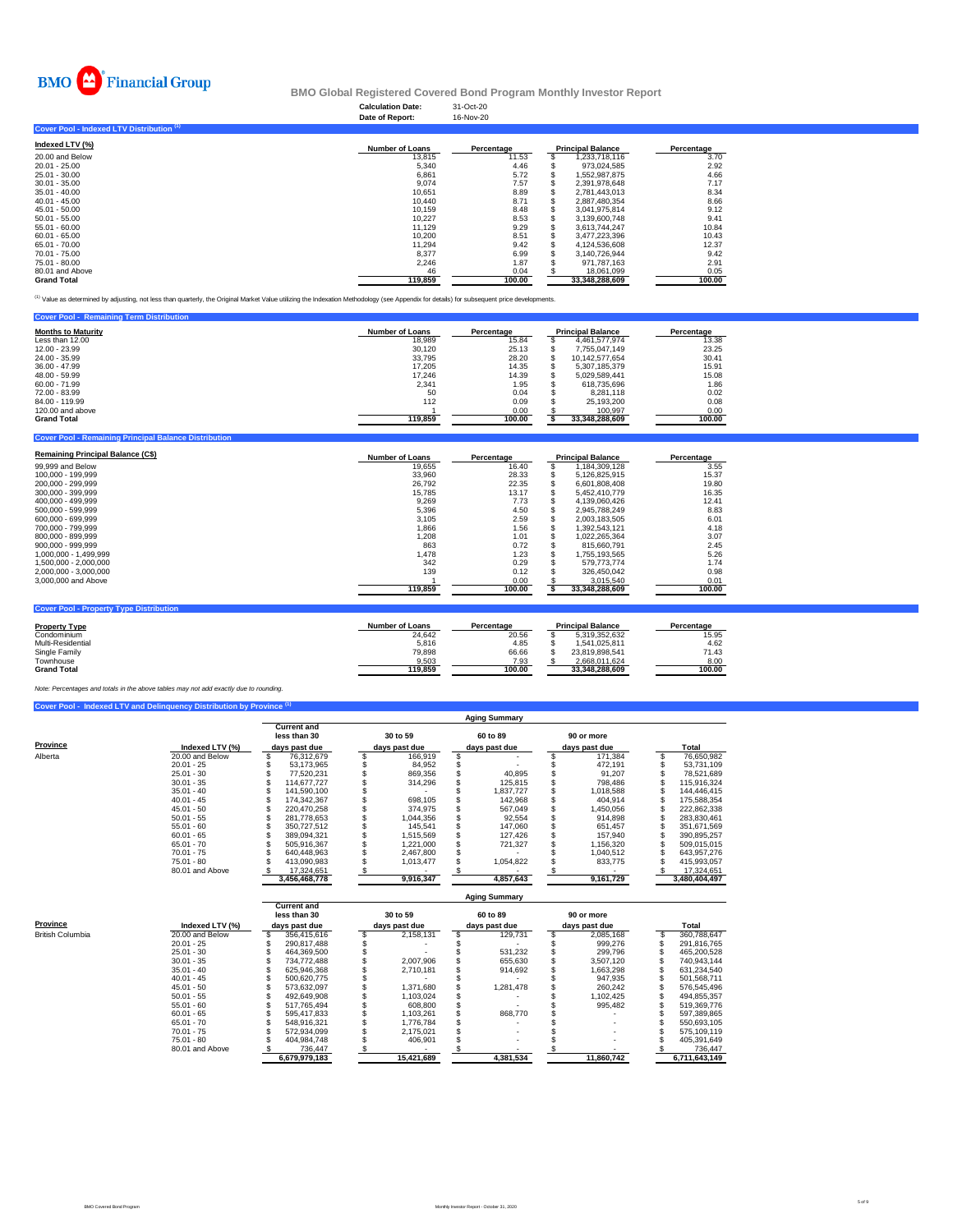BMO Financial Group

## BMO Global Registered Covered Bond Program Monthly Investor Report

**Calculation Date:** 31-Oct-20
**Date of Report:** 16-Nov-20

### Cover Pool - Indexed LTV Distribution [1]

| Indexed LTV (%) | Number of Loans | Percentage | Principal Balance | Percentage |
|---|---|---|---|---|
| 20.00 and Below | 13,815 | 11.53 | $ 1,233,718,116 | 3.70 |
| 20.01 - 25.00 | 5,340 | 4.46 | $ 973,024,585 | 2.92 |
| 25.01 - 30.00 | 6,861 | 5.72 | $ 1,552,987,875 | 4.66 |
| 30.01 - 35.00 | 9,074 | 7.57 | $ 2,391,978,648 | 7.17 |
| 35.01 - 40.00 | 10,651 | 8.89 | $ 2,781,443,013 | 8.34 |
| 40.01 - 45.00 | 10,440 | 8.71 | $ 2,887,480,354 | 8.66 |
| 45.01 - 50.00 | 10,159 | 8.48 | $ 3,041,975,814 | 9.12 |
| 50.01 - 55.00 | 10,227 | 8.53 | $ 3,139,600,748 | 9.41 |
| 55.01 - 60.00 | 11,129 | 9.29 | $ 3,613,744,247 | 10.84 |
| 60.01 - 65.00 | 10,200 | 8.51 | $ 3,477,223,396 | 10.43 |
| 65.01 - 70.00 | 11,294 | 9.42 | $ 4,124,536,608 | 12.37 |
| 70.01 - 75.00 | 8,377 | 6.99 | $ 3,140,726,944 | 9.42 |
| 75.01 - 80.00 | 2,246 | 1.87 | $ 971,787,163 | 2.91 |
| 80.01 and Above | 46 | 0.04 | $ 18,061,099 | 0.05 |
| **Grand Total** | **119,859** | **100.00** | **$ 33,348,288,609** | **100.00** |

[1] Value as determined by adjusting, not less than quarterly, the Original Market Value utilizing the Indexation Methodology (see Appendix for details) for subsequent price developments.

### Cover Pool - Remaining Term Distribution

| Months to Maturity | Number of Loans | Percentage | Principal Balance | Percentage |
|---|---|---|---|---|
| Less than 12.00 | 18,989 | 15.84 | $ 4,461,577,974 | 13.38 |
| 12.00 - 23.99 | 30,120 | 25.13 | $ 7,755,047,149 | 23.25 |
| 24.00 - 35.99 | 33,795 | 28.20 | $ 10,142,577,654 | 30.41 |
| 36.00 - 47.99 | 17,205 | 14.35 | $ 5,307,185,379 | 15.91 |
| 48.00 - 59.99 | 17,246 | 14.39 | $ 5,029,589,441 | 15.08 |
| 60.00 - 71.99 | 2,341 | 1.95 | $ 618,735,696 | 1.86 |
| 72.00 - 83.99 | 50 | 0.04 | $ 8,281,118 | 0.02 |
| 84.00 - 119.99 | 112 | 0.09 | $ 25,193,200 | 0.08 |
| 120.00 and above | 1 | 0.00 | $ 100,997 | 0.00 |
| **Grand Total** | **119,859** | **100.00** | **$ 33,348,288,609** | **100.00** |

### Cover Pool - Remaining Principal Balance Distribution

| Remaining Principal Balance (C$) | Number of Loans | Percentage | Principal Balance | Percentage |
|---|---|---|---|---|
| 99,999 and Below | 19,655 | 16.40 | $ 1,184,309,128 | 3.55 |
| 100,000 - 199,999 | 33,960 | 28.33 | $ 5,126,825,915 | 15.37 |
| 200,000 - 299,999 | 26,792 | 22.35 | $ 6,601,808,408 | 19.80 |
| 300,000 - 399,999 | 15,785 | 13.17 | $ 5,452,410,779 | 16.35 |
| 400,000 - 499,999 | 9,269 | 7.73 | $ 4,139,060,426 | 12.41 |
| 500,000 - 599,999 | 5,396 | 4.50 | $ 2,945,788,249 | 8.83 |
| 600,000 - 699,999 | 3,105 | 2.59 | $ 2,003,183,505 | 6.01 |
| 700,000 - 799,999 | 1,866 | 1.56 | $ 1,392,543,121 | 4.18 |
| 800,000 - 899,999 | 1,208 | 1.01 | $ 1,022,265,364 | 3.07 |
| 900,000 - 999,999 | 863 | 0.72 | $ 815,660,791 | 2.45 |
| 1,000,000 - 1,499,999 | 1,478 | 1.23 | $ 1,755,193,565 | 5.26 |
| 1,500,000 - 2,000,000 | 342 | 0.29 | $ 579,773,774 | 1.74 |
| 2,000,000 - 3,000,000 | 139 | 0.12 | $ 326,450,042 | 0.98 |
| 3,000,000 and Above | 1 | 0.00 | $ 3,015,540 | 0.01 |
| | **119,859** | **100.00** | **$ 33,348,288,609** | **100.00** |

### Cover Pool - Property Type Distribution

| Property Type | Number of Loans | Percentage | Principal Balance | Percentage |
|---|---|---|---|---|
| Condominium | 24,642 | 20.56 | $ 5,319,352,632 | 15.95 |
| Multi-Residential | 5,816 | 4.85 | $ 1,541,025,811 | 4.62 |
| Single Family | 79,898 | 66.66 | $ 23,819,898,541 | 71.43 |
| Townhouse | 9,503 | 7.93 | $ 2,668,011,624 | 8.00 |
| **Grand Total** | **119,859** | **100.00** | **33,348,288,609** | **100.00** |

*Note: Percentages and totals in the above tables may not add exactly due to rounding.*

### Cover Pool - Indexed LTV and Delinquency Distribution by Province [1]

| | | Aging Summary | | | | |
|---|---|---|---|---|---|---|
| **Province** | **Indexed LTV (%)** | **Current and less than 30 days past due** | **30 to 59 days past due** | **60 to 89 days past due** | **90 or more days past due** | **Total** |
| Alberta | 20.00 and Below | $ 76,312,679 | $ 166,919 | $ - | $ 171,384 | $ 76,650,982 |
| | 20.01 - 25 | $ 53,173,965 | $ 84,952 | $ - | $ 472,191 | $ 53,731,109 |
| | 25.01 - 30 | $ 77,520,231 | $ 869,356 | $ 40,895 | $ 91,207 | $ 78,521,689 |
| | 30.01 - 35 | $ 114,677,727 | $ 314,296 | $ 125,815 | $ 798,486 | $ 115,916,324 |
| | 35.01 - 40 | $ 141,590,100 | $ - | $ 1,837,727 | $ 1,018,588 | $ 144,446,415 |
| | 40.01 - 45 | $ 174,342,367 | $ 698,105 | $ 142,968 | $ 404,914 | $ 175,588,354 |
| | 45.01 - 50 | $ 220,470,258 | $ 374,975 | $ 567,049 | $ 1,450,056 | $ 222,862,338 |
| | 50.01 - 55 | $ 281,778,653 | $ 1,044,356 | $ 92,554 | $ 914,898 | $ 283,830,461 |
| | 55.01 - 60 | $ 350,727,512 | $ 145,541 | $ 147,060 | $ 651,457 | $ 351,671,569 |
| | 60.01 - 65 | $ 389,094,321 | $ 1,515,569 | $ 127,426 | $ 157,940 | $ 390,895,257 |
| | 65.01 - 70 | $ 505,916,367 | $ 1,221,000 | $ 721,327 | $ 1,156,320 | $ 509,015,015 |
| | 70.01 - 75 | $ 640,448,963 | $ 2,467,800 | $ - | $ 1,040,512 | $ 643,957,276 |
| | 75.01 - 80 | $ 413,090,983 | $ 1,013,477 | $ 1,054,822 | $ 833,775 | $ 415,993,057 |
| | 80.01 and Above | $ 17,324,651 | $ - | $ - | $ - | $ 17,324,651 |
| | | **3,456,468,778** | **9,916,347** | **4,857,643** | **9,161,729** | **3,480,404,497** |

| | | Aging Summary | | | | |
|---|---|---|---|---|---|---|
| **Province** | **Indexed LTV (%)** | **Current and less than 30 days past due** | **30 to 59 days past due** | **60 to 89 days past due** | **90 or more days past due** | **Total** |
| British Columbia | 20.00 and Below | $ 356,415,616 | $ 2,158,131 | $ 129,731 | $ 2,085,168 | $ 360,788,647 |
| | 20.01 - 25 | $ 290,817,488 | $ - | $ - | $ 999,276 | $ 291,816,765 |
| | 25.01 - 30 | $ 464,369,500 | $ - | $ 531,232 | $ 299,796 | $ 465,200,528 |
| | 30.01 - 35 | $ 734,772,488 | $ 2,007,906 | $ 655,630 | $ 3,507,120 | $ 740,943,144 |
| | 35.01 - 40 | $ 625,946,368 | $ 2,710,181 | $ 914,692 | $ 1,663,298 | $ 631,234,540 |
| | 40.01 - 45 | $ 500,620,775 | $ - | $ - | $ 947,935 | $ 501,568,711 |
| | 45.01 - 50 | $ 573,632,097 | $ 1,371,680 | $ 1,281,478 | $ 260,242 | $ 576,545,496 |
| | 50.01 - 55 | $ 492,649,908 | $ 1,103,024 | $ - | $ 1,102,425 | $ 494,855,357 |
| | 55.01 - 60 | $ 517,765,494 | $ 608,800 | $ - | $ 995,482 | $ 519,369,776 |
| | 60.01 - 65 | $ 595,417,833 | $ 1,103,261 | $ 868,770 | $ - | $ 597,389,865 |
| | 65.01 - 70 | $ 548,916,321 | $ 1,776,784 | $ - | $ - | $ 550,693,105 |
| | 70.01 - 75 | $ 572,934,099 | $ 2,175,021 | $ - | $ - | $ 575,109,119 |
| | 75.01 - 80 | $ 404,984,748 | $ 406,901 | $ - | $ - | $ 405,391,649 |
| | 80.01 and Above | $ 736,447 | $ - | $ - | $ - | $ 736,447 |
| | | **6,679,979,183** | **15,421,689** | **4,381,534** | **11,860,742** | **6,711,643,149** |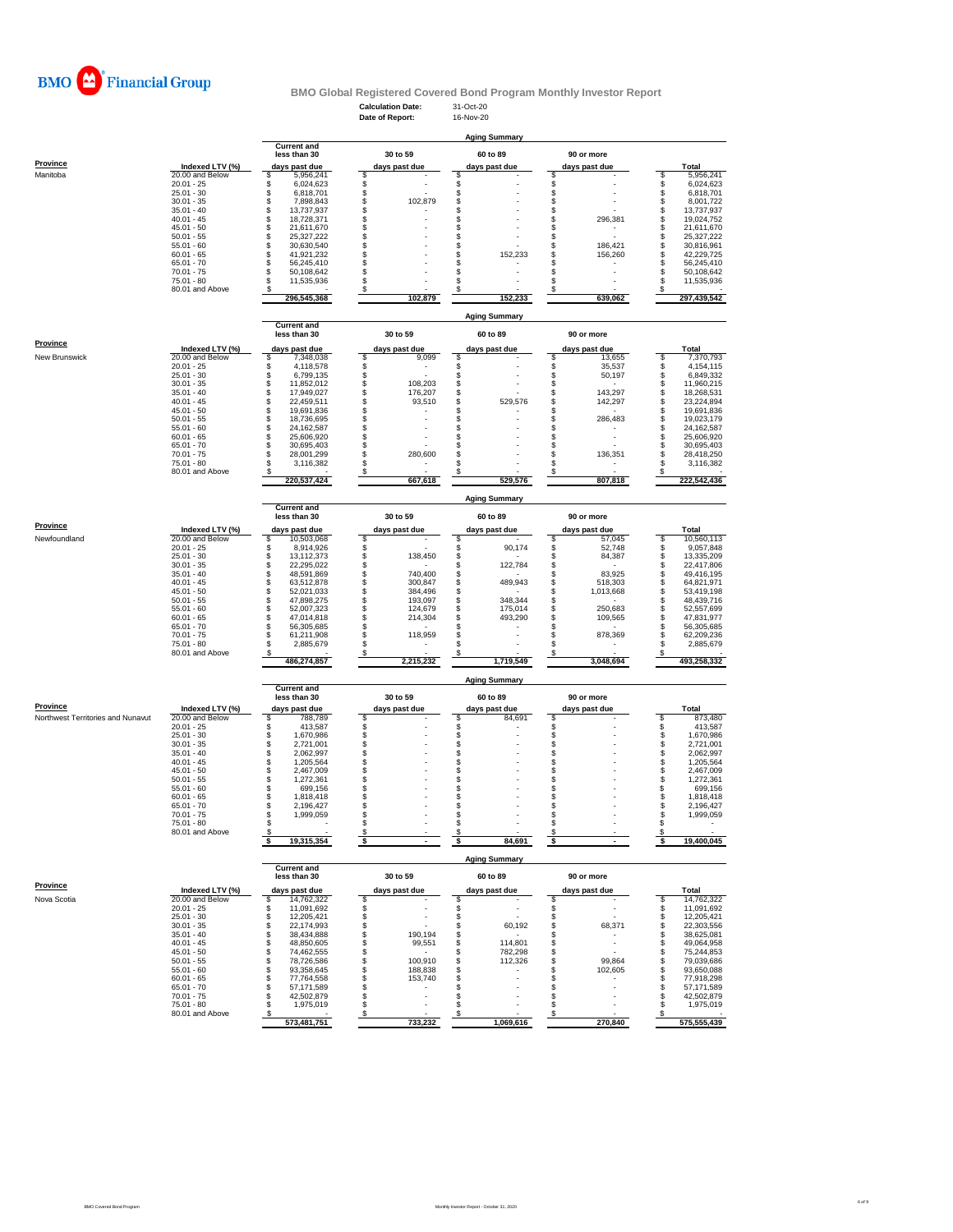BMO Financial Group

## BMO Global Registered Covered Bond Program Monthly Investor Report

**Calculation Date:** 31-Oct-20
**Date of Report:** 16-Nov-20

### Aging Summary

| Province | Indexed LTV (%) | Current and less than 30 days past due | 30 to 59 days past due | 60 to 89 days past due | 90 or more days past due | Total |
|---|---|---|---|---|---|---|
| Manitoba | 20.00 and Below | $ 5,956,241 | $ - | $ - | $ - | $ 5,956,241 |
| | 20.01 - 25 | $ 6,024,623 | $ - | $ - | $ - | $ 6,024,623 |
| | 25.01 - 30 | $ 6,818,701 | $ - | $ - | $ - | $ 6,818,701 |
| | 30.01 - 35 | $ 7,898,843 | $ 102,879 | $ - | $ - | $ 8,001,722 |
| | 35.01 - 40 | $ 13,737,937 | $ - | $ - | $ - | $ 13,737,937 |
| | 40.01 - 45 | $ 18,728,371 | $ - | $ - | $ 296,381 | $ 19,024,752 |
| | 45.01 - 50 | $ 21,611,670 | $ - | $ - | $ - | $ 21,611,670 |
| | 50.01 - 55 | $ 25,327,222 | $ - | $ - | $ - | $ 25,327,222 |
| | 55.01 - 60 | $ 30,630,540 | $ - | $ - | $ 186,421 | $ 30,816,961 |
| | 60.01 - 65 | $ 41,921,232 | $ - | $ 152,233 | $ 156,260 | $ 42,229,725 |
| | 65.01 - 70 | $ 56,245,410 | $ - | $ - | $ - | $ 56,245,410 |
| | 70.01 - 75 | $ 50,108,642 | $ - | $ - | $ - | $ 50,108,642 |
| | 75.01 - 80 | $ 11,535,936 | $ - | $ - | $ - | $ 11,535,936 |
| | 80.01 and Above | $ - | $ - | $ - | $ - | $ - |
| | | 296,545,368 | 102,879 | 152,233 | 639,062 | 297,439,542 |

### Aging Summary

| Province | Indexed LTV (%) | Current and less than 30 days past due | 30 to 59 days past due | 60 to 89 days past due | 90 or more days past due | Total |
|---|---|---|---|---|---|---|
| New Brunswick | 20.00 and Below | $ 7,348,038 | $ 9,099 | $ - | $ 13,655 | $ 7,370,793 |
| | 20.01 - 25 | $ 4,118,578 | $ - | $ - | $ 35,537 | $ 4,154,115 |
| | 25.01 - 30 | $ 6,799,135 | $ - | $ - | $ 50,197 | $ 6,849,332 |
| | 30.01 - 35 | $ 11,852,012 | $ 108,203 | $ - | $ - | $ 11,960,215 |
| | 35.01 - 40 | $ 17,949,027 | $ 176,207 | $ - | $ 143,297 | $ 18,268,531 |
| | 40.01 - 45 | $ 22,459,511 | $ 93,510 | $ 529,576 | $ 142,297 | $ 23,224,894 |
| | 45.01 - 50 | $ 19,691,836 | $ - | $ - | $ - | $ 19,691,836 |
| | 50.01 - 55 | $ 18,736,695 | $ - | $ - | $ 286,483 | $ 19,023,179 |
| | 55.01 - 60 | $ 24,162,587 | $ - | $ - | $ - | $ 24,162,587 |
| | 60.01 - 65 | $ 25,606,920 | $ - | $ - | $ - | $ 25,606,920 |
| | 65.01 - 70 | $ 30,695,403 | $ - | $ - | $ - | $ 30,695,403 |
| | 70.01 - 75 | $ 28,001,299 | $ 280,600 | $ - | $ 136,351 | $ 28,418,250 |
| | 75.01 - 80 | $ 3,116,382 | $ - | $ - | $ - | $ 3,116,382 |
| | 80.01 and Above | $ - | $ - | $ - | $ - | $ - |
| | | 220,537,424 | 667,618 | 529,576 | 807,818 | 222,542,436 |

### Aging Summary

| Province | Indexed LTV (%) | Current and less than 30 days past due | 30 to 59 days past due | 60 to 89 days past due | 90 or more days past due | Total |
|---|---|---|---|---|---|---|
| Newfoundland | 20.00 and Below | $ 10,503,068 | $ - | $ - | $ 57,045 | $ 10,560,113 |
| | 20.01 - 25 | $ 8,914,926 | $ - | $ 90,174 | $ 52,748 | $ 9,057,848 |
| | 25.01 - 30 | $ 13,112,373 | $ 138,450 | $ - | $ 84,387 | $ 13,335,209 |
| | 30.01 - 35 | $ 22,295,022 | $ - | $ 122,784 | $ - | $ 22,417,806 |
| | 35.01 - 40 | $ 48,591,869 | $ 740,400 | $ - | $ 83,925 | $ 49,416,195 |
| | 40.01 - 45 | $ 63,512,878 | $ 300,847 | $ 489,943 | $ 518,303 | $ 64,821,971 |
| | 45.01 - 50 | $ 52,021,033 | $ 384,496 | $ - | $ 1,013,668 | $ 53,419,198 |
| | 50.01 - 55 | $ 47,898,275 | $ 193,097 | $ 348,344 | $ - | $ 48,439,716 |
| | 55.01 - 60 | $ 52,007,323 | $ 124,679 | $ 175,014 | $ 250,683 | $ 52,557,699 |
| | 60.01 - 65 | $ 47,014,818 | $ 214,304 | $ 493,290 | $ 109,565 | $ 47,831,977 |
| | 65.01 - 70 | $ 56,305,685 | $ - | $ - | $ - | $ 56,305,685 |
| | 70.01 - 75 | $ 61,211,908 | $ 118,959 | $ - | $ 878,369 | $ 62,209,236 |
| | 75.01 - 80 | $ 2,885,679 | $ - | $ - | $ - | $ 2,885,679 |
| | 80.01 and Above | $ - | $ - | $ - | $ - | $ - |
| | | 486,274,857 | 2,215,232 | 1,719,549 | 3,048,694 | 493,258,332 |

### Aging Summary

| Province | Indexed LTV (%) | Current and less than 30 days past due | 30 to 59 days past due | 60 to 89 days past due | 90 or more days past due | Total |
|---|---|---|---|---|---|---|
| Northwest Territories and Nunavut | 20.00 and Below | $ 788,789 | $ - | $ 84,691 | $ - | $ 873,480 |
| | 20.01 - 25 | $ 413,587 | $ - | $ - | $ - | $ 413,587 |
| | 25.01 - 30 | $ 1,670,986 | $ - | $ - | $ - | $ 1,670,986 |
| | 30.01 - 35 | $ 2,721,001 | $ - | $ - | $ - | $ 2,721,001 |
| | 35.01 - 40 | $ 2,062,997 | $ - | $ - | $ - | $ 2,062,997 |
| | 40.01 - 45 | $ 1,205,564 | $ - | $ - | $ - | $ 1,205,564 |
| | 45.01 - 50 | $ 2,467,009 | $ - | $ - | $ - | $ 2,467,009 |
| | 50.01 - 55 | $ 1,272,361 | $ - | $ - | $ - | $ 1,272,361 |
| | 55.01 - 60 | $ 699,156 | $ - | $ - | $ - | $ 699,156 |
| | 60.01 - 65 | $ 1,818,418 | $ - | $ - | $ - | $ 1,818,418 |
| | 65.01 - 70 | $ 2,196,427 | $ - | $ - | $ - | $ 2,196,427 |
| | 70.01 - 75 | $ 1,999,059 | $ - | $ - | $ - | $ 1,999,059 |
| | 75.01 - 80 | $ - | $ - | $ - | $ - | $ - |
| | 80.01 and Above | $ - | $ - | $ - | $ - | $ - |
| | | $ 19,315,354 | $ - | $ 84,691 | $ - | $ 19,400,045 |

### Aging Summary

| Province | Indexed LTV (%) | Current and less than 30 days past due | 30 to 59 days past due | 60 to 89 days past due | 90 or more days past due | Total |
|---|---|---|---|---|---|---|
| Nova Scotia | 20.00 and Below | $ 14,762,322 | $ - | $ - | $ - | $ 14,762,322 |
| | 20.01 - 25 | $ 11,091,692 | $ - | $ - | $ - | $ 11,091,692 |
| | 25.01 - 30 | $ 12,205,421 | $ - | $ - | $ - | $ 12,205,421 |
| | 30.01 - 35 | $ 22,174,993 | $ - | $ 60,192 | $ 68,371 | $ 22,303,556 |
| | 35.01 - 40 | $ 38,434,888 | $ 190,194 | $ - | $ - | $ 38,625,081 |
| | 40.01 - 45 | $ 48,850,605 | $ 99,551 | $ 114,801 | $ - | $ 49,064,958 |
| | 45.01 - 50 | $ 74,462,555 | $ - | $ 782,298 | $ - | $ 75,244,853 |
| | 50.01 - 55 | $ 78,726,586 | $ 100,910 | $ 112,326 | $ 99,864 | $ 79,039,686 |
| | 55.01 - 60 | $ 93,358,645 | $ 188,838 | $ - | $ 102,605 | $ 93,650,088 |
| | 60.01 - 65 | $ 77,764,558 | $ 153,740 | $ - | $ - | $ 77,918,298 |
| | 65.01 - 70 | $ 57,171,589 | $ - | $ - | $ - | $ 57,171,589 |
| | 70.01 - 75 | $ 42,502,879 | $ - | $ - | $ - | $ 42,502,879 |
| | 75.01 - 80 | $ 1,975,019 | $ - | $ - | $ - | $ 1,975,019 |
| | 80.01 and Above | $ - | $ - | $ - | $ - | $ - |
| | | 573,481,751 | 733,232 | 1,069,616 | 270,840 | 575,555,439 |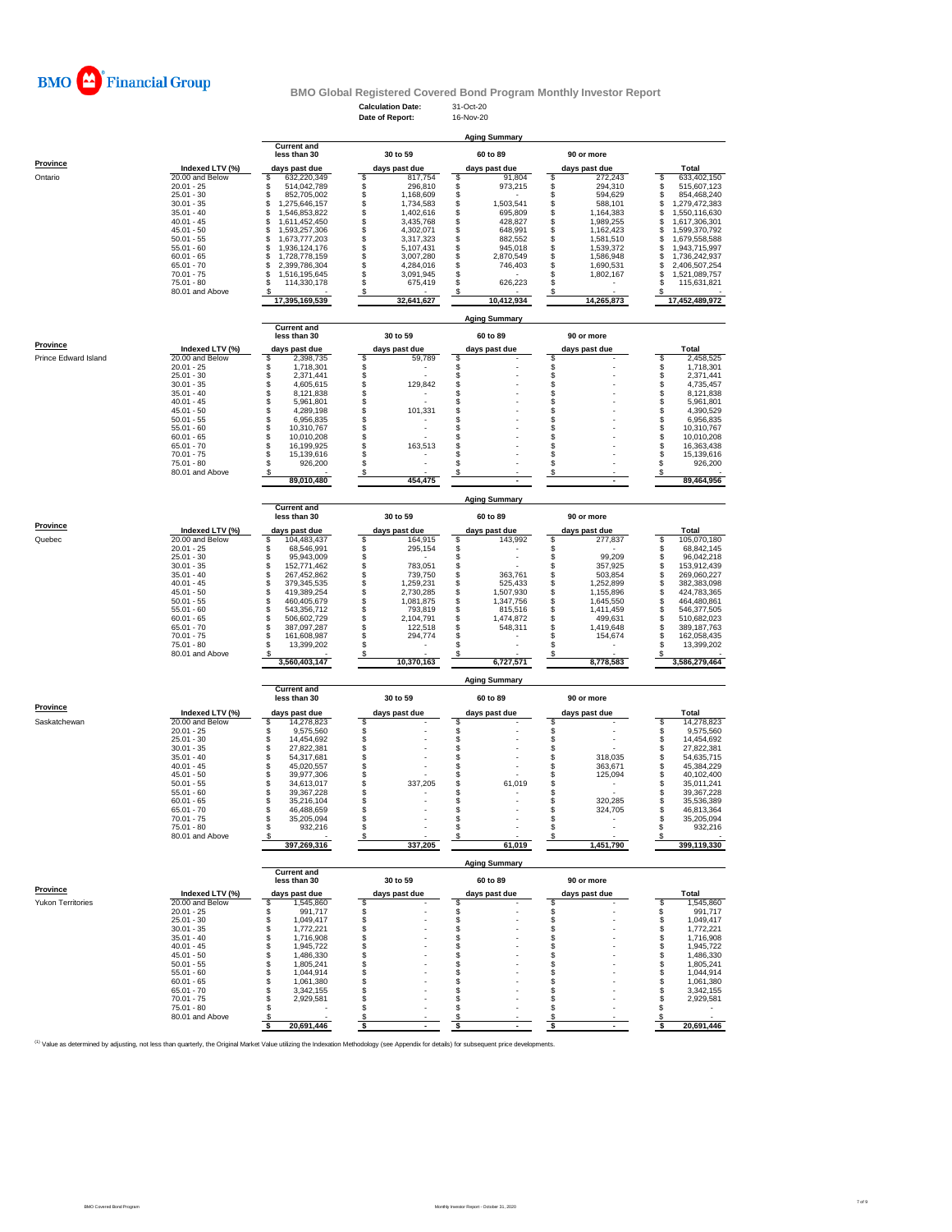BMO Financial Group

# BMO Global Registered Covered Bond Program Monthly Investor Report

**Calculation Date:** 31-Oct-20
**Date of Report:** 16-Nov-20

## Aging Summary

| Province | Indexed LTV (%) | Current and less than 30 days past due | 30 to 59 days past due | 60 to 89 days past due | 90 or more days past due | Total |
|---|---|---|---|---|---|---|
| Ontario | 20.00 and Below | $ 632,220,349 | $ 817,754 | $ 91,804 | $ 272,243 | $ 633,402,150 |
| | 20.01 - 25 | $ 514,042,789 | $ 296,810 | $ 973,215 | $ 294,310 | $ 515,607,123 |
| | 25.01 - 30 | $ 852,705,002 | $ 1,168,609 | $ - | $ 594,629 | $ 854,468,240 |
| | 30.01 - 35 | $ 1,275,646,157 | $ 1,734,583 | $ 1,503,541 | $ 588,101 | $ 1,279,472,383 |
| | 35.01 - 40 | $ 1,546,853,822 | $ 1,402,616 | $ 695,809 | $ 1,164,383 | $ 1,550,116,630 |
| | 40.01 - 45 | $ 1,611,452,450 | $ 3,435,768 | $ 428,827 | $ 1,989,255 | $ 1,617,306,301 |
| | 45.01 - 50 | $ 1,593,257,306 | $ 4,302,071 | $ 648,991 | $ 1,162,423 | $ 1,599,370,792 |
| | 50.01 - 55 | $ 1,673,777,203 | $ 3,317,323 | $ 882,552 | $ 1,581,510 | $ 1,679,558,588 |
| | 55.01 - 60 | $ 1,936,124,176 | $ 5,107,431 | $ 945,018 | $ 1,539,372 | $ 1,943,715,997 |
| | 60.01 - 65 | $ 1,728,778,159 | $ 3,007,280 | $ 2,870,549 | $ 1,586,948 | $ 1,736,242,937 |
| | 65.01 - 70 | $ 2,399,786,304 | $ 4,284,016 | $ 746,403 | $ 1,690,531 | $ 2,406,507,254 |
| | 70.01 - 75 | $ 1,516,195,645 | $ 3,091,945 | $ - | $ 1,802,167 | $ 1,521,089,757 |
| | 75.01 - 80 | $ 114,330,178 | $ 675,419 | $ 626,223 | $ - | $ 115,631,821 |
| | 80.01 and Above | $ - | $ - | $ - | $ - | $ - |
| | | 17,395,169,539 | 32,641,627 | 10,412,934 | 14,265,873 | 17,452,489,972 |

## Aging Summary

| Province | Indexed LTV (%) | Current and less than 30 days past due | 30 to 59 days past due | 60 to 89 days past due | 90 or more days past due | Total |
|---|---|---|---|---|---|---|
| Prince Edward Island | 20.00 and Below | $ 2,398,735 | $ 59,789 | $ - | $ - | $ 2,458,525 |
| | 20.01 - 25 | $ 1,718,301 | $ - | $ - | $ - | $ 1,718,301 |
| | 25.01 - 30 | $ 2,371,441 | $ - | $ - | $ - | $ 2,371,441 |
| | 30.01 - 35 | $ 4,605,615 | $ 129,842 | $ - | $ - | $ 4,735,457 |
| | 35.01 - 40 | $ 8,121,838 | $ - | $ - | $ - | $ 8,121,838 |
| | 40.01 - 45 | $ 5,961,801 | $ - | $ - | $ - | $ 5,961,801 |
| | 45.01 - 50 | $ 4,289,198 | $ 101,331 | $ - | $ - | $ 4,390,529 |
| | 50.01 - 55 | $ 6,956,835 | $ - | $ - | $ - | $ 6,956,835 |
| | 55.01 - 60 | $ 10,310,767 | $ - | $ - | $ - | $ 10,310,767 |
| | 60.01 - 65 | $ 10,010,208 | $ - | $ - | $ - | $ 10,010,208 |
| | 65.01 - 70 | $ 16,199,925 | $ 163,513 | $ - | $ - | $ 16,363,438 |
| | 70.01 - 75 | $ 15,139,616 | $ - | $ - | $ - | $ 15,139,616 |
| | 75.01 - 80 | $ 926,200 | $ - | $ - | $ - | $ 926,200 |
| | 80.01 and Above | $ - | $ - | $ - | $ - | $ - |
| | | 89,010,480 | 454,475 | - | - | 89,464,956 |

## Aging Summary

| Province | Indexed LTV (%) | Current and less than 30 days past due | 30 to 59 days past due | 60 to 89 days past due | 90 or more days past due | Total |
|---|---|---|---|---|---|---|
| Quebec | 20.00 and Below | $ 104,483,437 | $ 164,915 | $ 143,992 | $ 277,837 | $ 105,070,180 |
| | 20.01 - 25 | $ 68,546,991 | $ 295,154 | $ - | $ - | $ 68,842,145 |
| | 25.01 - 30 | $ 95,943,009 | $ - | $ - | $ 99,209 | $ 96,042,218 |
| | 30.01 - 35 | $ 152,771,462 | $ 783,051 | $ - | $ 357,925 | $ 153,912,439 |
| | 35.01 - 40 | $ 267,452,862 | $ 739,750 | $ 363,761 | $ 503,854 | $ 269,060,227 |
| | 40.01 - 45 | $ 379,345,535 | $ 1,259,231 | $ 525,433 | $ 1,252,899 | $ 382,383,098 |
| | 45.01 - 50 | $ 419,389,254 | $ 2,730,285 | $ 1,507,930 | $ 1,155,896 | $ 424,783,365 |
| | 50.01 - 55 | $ 460,405,679 | $ 1,081,875 | $ 1,347,756 | $ 1,645,550 | $ 464,480,861 |
| | 55.01 - 60 | $ 543,356,712 | $ 793,819 | $ 815,516 | $ 1,411,459 | $ 546,377,505 |
| | 60.01 - 65 | $ 506,602,729 | $ 2,104,791 | $ 1,474,872 | $ 499,631 | $ 510,682,023 |
| | 65.01 - 70 | $ 387,097,287 | $ 122,518 | $ 548,311 | $ 1,419,648 | $ 389,187,763 |
| | 70.01 - 75 | $ 161,608,987 | $ 294,774 | $ - | $ 154,674 | $ 162,058,435 |
| | 75.01 - 80 | $ 13,399,202 | $ - | $ - | $ - | $ 13,399,202 |
| | 80.01 and Above | $ - | $ - | $ - | $ - | $ - |
| | | 3,560,403,147 | 10,370,163 | 6,727,571 | 8,778,583 | 3,586,279,464 |

## Aging Summary

| Province | Indexed LTV (%) | Current and less than 30 days past due | 30 to 59 days past due | 60 to 89 days past due | 90 or more days past due | Total |
|---|---|---|---|---|---|---|
| Saskatchewan | 20.00 and Below | $ 14,278,823 | $ - | $ - | $ - | $ 14,278,823 |
| | 20.01 - 25 | $ 9,575,560 | $ - | $ - | $ - | $ 9,575,560 |
| | 25.01 - 30 | $ 14,454,692 | $ - | $ - | $ - | $ 14,454,692 |
| | 30.01 - 35 | $ 27,822,381 | $ - | $ - | $ - | $ 27,822,381 |
| | 35.01 - 40 | $ 54,317,681 | $ - | $ - | $ 318,035 | $ 54,635,715 |
| | 40.01 - 45 | $ 45,020,557 | $ - | $ - | $ 363,671 | $ 45,384,229 |
| | 45.01 - 50 | $ 39,977,306 | $ - | $ - | $ 125,094 | $ 40,102,400 |
| | 50.01 - 55 | $ 34,613,017 | $ 337,205 | $ 61,019 | $ - | $ 35,011,241 |
| | 55.01 - 60 | $ 39,367,228 | $ - | $ - | $ - | $ 39,367,228 |
| | 60.01 - 65 | $ 35,216,104 | $ - | $ - | $ 320,285 | $ 35,536,389 |
| | 65.01 - 70 | $ 46,488,659 | $ - | $ - | $ 324,705 | $ 46,813,364 |
| | 70.01 - 75 | $ 35,205,094 | $ - | $ - | $ - | $ 35,205,094 |
| | 75.01 - 80 | $ 932,216 | $ - | $ - | $ - | $ 932,216 |
| | 80.01 and Above | $ - | $ - | $ - | $ - | $ - |
| | | 397,269,316 | 337,205 | 61,019 | 1,451,790 | 399,119,330 |

## Aging Summary

| Province | Indexed LTV (%) | Current and less than 30 days past due | 30 to 59 days past due | 60 to 89 days past due | 90 or more days past due | Total |
|---|---|---|---|---|---|---|
| Yukon Territories | 20.00 and Below | $ 1,545,860 | $ - | $ - | $ - | $ 1,545,860 |
| | 20.01 - 25 | $ 991,717 | $ - | $ - | $ - | $ 991,717 |
| | 25.01 - 30 | $ 1,049,417 | $ - | $ - | $ - | $ 1,049,417 |
| | 30.01 - 35 | $ 1,772,221 | $ - | $ - | $ - | $ 1,772,221 |
| | 35.01 - 40 | $ 1,716,908 | $ - | $ - | $ - | $ 1,716,908 |
| | 40.01 - 45 | $ 1,945,722 | $ - | $ - | $ - | $ 1,945,722 |
| | 45.01 - 50 | $ 1,486,330 | $ - | $ - | $ - | $ 1,486,330 |
| | 50.01 - 55 | $ 1,805,241 | $ - | $ - | $ - | $ 1,805,241 |
| | 55.01 - 60 | $ 1,044,914 | $ - | $ - | $ - | $ 1,044,914 |
| | 60.01 - 65 | $ 1,061,380 | $ - | $ - | $ - | $ 1,061,380 |
| | 65.01 - 70 | $ 3,342,155 | $ - | $ - | $ - | $ 3,342,155 |
| | 70.01 - 75 | $ 2,929,581 | $ - | $ - | $ - | $ 2,929,581 |
| | 75.01 - 80 | $ - | $ - | $ - | $ - | $ - |
| | 80.01 and Above | $ - | $ - | $ - | $ - | $ - |
| | | $ 20,691,446 | $ - | $ - | $ - | $ 20,691,446 |

[1] Value as determined by adjusting, not less than quarterly, the Original Market Value utilizing the Indexation Methodology (see Appendix for details) for subsequent price developments.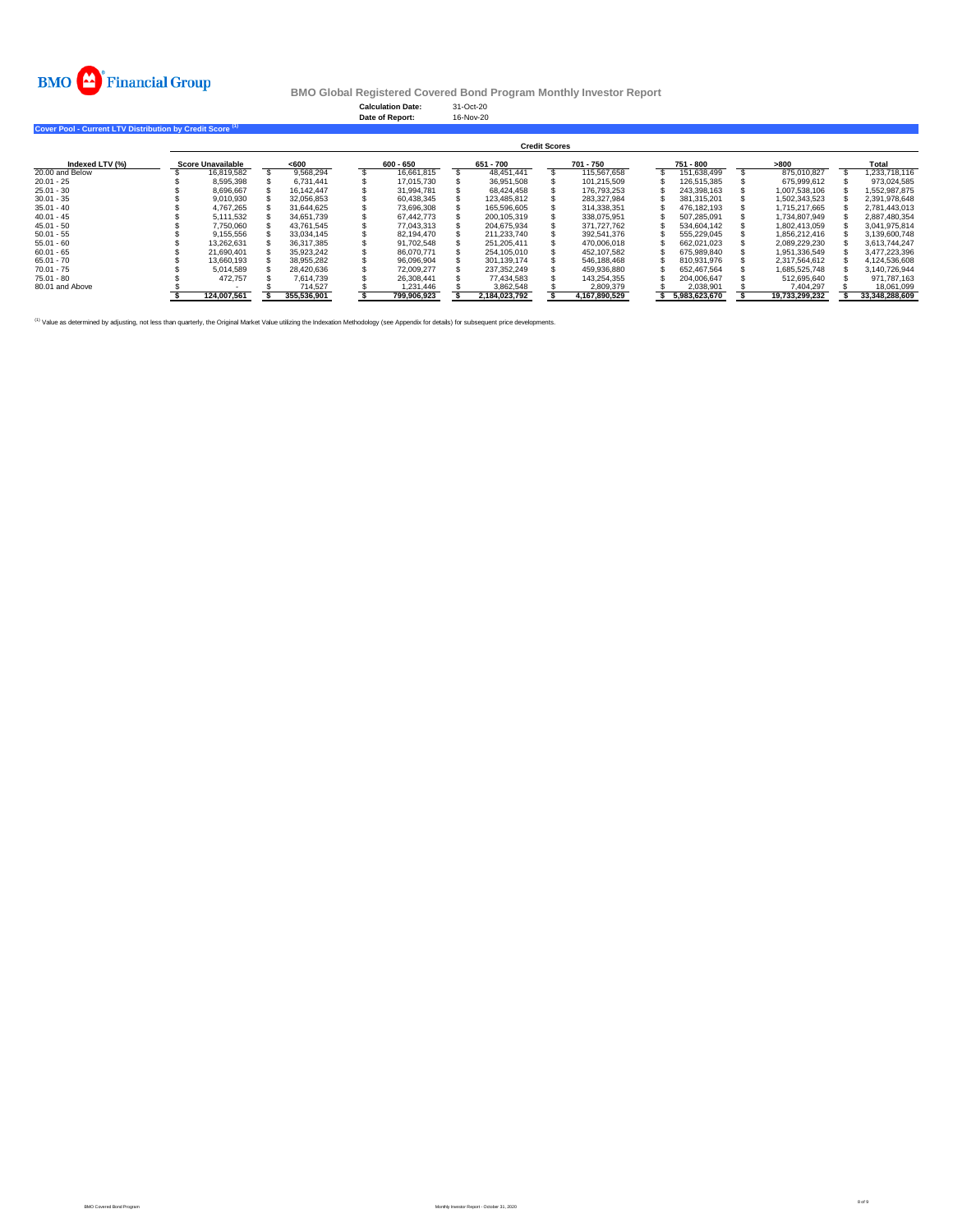BMO Financial Group

# BMO Global Registered Covered Bond Program Monthly Investor Report

**Calculation Date:** 31-Oct-20
**Date of Report:** 16-Nov-20

## Cover Pool - Current LTV Distribution by Credit Score [1]

| | Credit Scores | | | | | | | |
|---|---|---|---|---|---|---|---|---|
| **Indexed LTV (%)** | **Score Unavailable** | **<600** | **600 - 650** | **651 - 700** | **701 - 750** | **751 - 800** | **>800** | **Total** |
| 20.00 and Below | $ 16,819,582 | $ 9,568,294 | $ 16,661,815 | $ 48,451,441 | $ 115,567,658 | $ 151,638,499 | $ 875,010,827 | $ 1,233,718,116 |
| 20.01 - 25 | $ 8,595,398 | $ 6,731,441 | $ 17,015,730 | $ 36,951,508 | $ 101,215,509 | $ 126,515,385 | $ 675,999,612 | $ 973,024,585 |
| 25.01 - 30 | $ 8,696,667 | $ 16,142,447 | $ 31,994,781 | $ 68,424,458 | $ 176,793,253 | $ 243,398,163 | $ 1,007,538,106 | $ 1,552,987,875 |
| 30.01 - 35 | $ 9,010,930 | $ 32,056,853 | $ 60,438,345 | $ 123,485,812 | $ 283,327,984 | $ 381,315,201 | $ 1,502,343,523 | $ 2,391,978,648 |
| 35.01 - 40 | $ 4,767,265 | $ 31,644,625 | $ 73,696,308 | $ 165,596,605 | $ 314,338,351 | $ 476,182,193 | $ 1,715,217,665 | $ 2,781,443,013 |
| 40.01 - 45 | $ 5,111,532 | $ 34,651,739 | $ 67,442,773 | $ 200,105,319 | $ 338,075,951 | $ 507,285,091 | $ 1,734,807,949 | $ 2,887,480,354 |
| 45.01 - 50 | $ 7,750,060 | $ 43,761,545 | $ 77,043,313 | $ 204,675,934 | $ 371,727,762 | $ 534,604,142 | $ 1,802,413,059 | $ 3,041,975,814 |
| 50.01 - 55 | $ 9,155,556 | $ 33,034,145 | $ 82,194,470 | $ 211,233,740 | $ 392,541,376 | $ 555,229,045 | $ 1,856,212,416 | $ 3,139,600,748 |
| 55.01 - 60 | $ 13,262,631 | $ 36,317,385 | $ 91,702,548 | $ 251,205,411 | $ 470,006,018 | $ 662,021,023 | $ 2,089,229,230 | $ 3,613,744,247 |
| 60.01 - 65 | $ 21,690,401 | $ 35,923,242 | $ 86,070,771 | $ 254,105,010 | $ 452,107,582 | $ 675,989,840 | $ 1,951,336,549 | $ 3,477,223,396 |
| 65.01 - 70 | $ 13,660,193 | $ 38,955,282 | $ 96,096,904 | $ 301,139,174 | $ 546,188,468 | $ 810,931,976 | $ 2,317,564,612 | $ 4,124,536,608 |
| 70.01 - 75 | $ 5,014,589 | $ 28,420,636 | $ 72,009,277 | $ 237,352,249 | $ 459,936,880 | $ 652,467,564 | $ 1,685,525,748 | $ 3,140,726,944 |
| 75.01 - 80 | $ 472,757 | $ 7,614,739 | $ 26,308,441 | $ 77,434,583 | $ 143,254,355 | $ 204,006,647 | $ 512,695,640 | $ 971,787,163 |
| 80.01 and Above | $ - | $ 714,527 | $ 1,231,446 | $ 3,862,548 | $ 2,809,379 | $ 2,038,901 | $ 7,404,297 | $ 18,061,099 |
| | **$ 124,007,561** | **$ 355,536,901** | **$ 799,906,923** | **$ 2,184,023,792** | **$ 4,167,890,529** | **$ 5,983,623,670** | **$ 19,733,299,232** | **$ 33,348,288,609** |

[1] Value as determined by adjusting, not less than quarterly, the Original Market Value utilizing the Indexation Methodology (see Appendix for details) for subsequent price developments.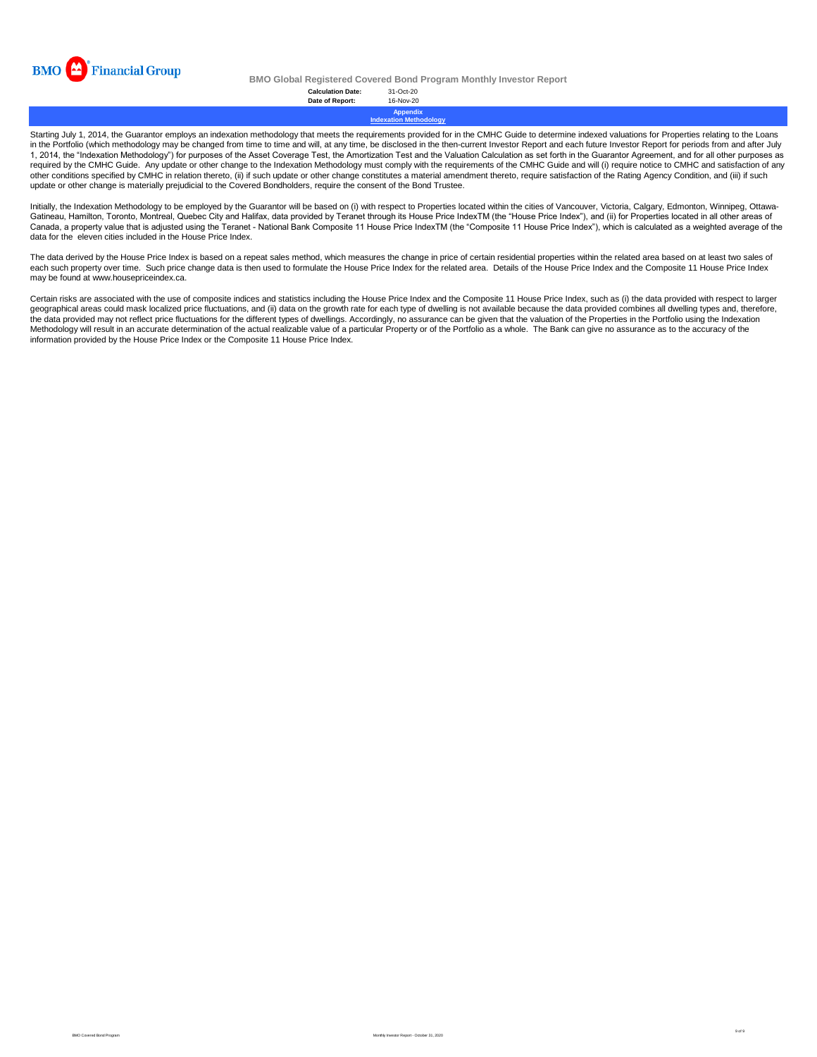BMO Financial Group

**BMO Global Registered Covered Bond Program Monthly Investor Report**

| | |
|---|---|
| **Calculation Date:** | 31-Oct-20 |
| **Date of Report:** | 16-Nov-20 |

## Appendix
### Indexation Methodology

Starting July 1, 2014, the Guarantor employs an indexation methodology that meets the requirements provided for in the CMHC Guide to determine indexed valuations for Properties relating to the Loans in the Portfolio (which methodology may be changed from time to time and will, at any time, be disclosed in the then-current Investor Report and each future Investor Report for periods from and after July 1, 2014, the "Indexation Methodology") for purposes of the Asset Coverage Test, the Amortization Test and the Valuation Calculation as set forth in the Guarantor Agreement, and for all other purposes as required by the CMHC Guide. Any update or other change to the Indexation Methodology must comply with the requirements of the CMHC Guide and will (i) require notice to CMHC and satisfaction of any other conditions specified by CMHC in relation thereto, (ii) if such update or other change constitutes a material amendment thereto, require satisfaction of the Rating Agency Condition, and (iii) if such update or other change is materially prejudicial to the Covered Bondholders, require the consent of the Bond Trustee.

Initially, the Indexation Methodology to be employed by the Guarantor will be based on (i) with respect to Properties located within the cities of Vancouver, Victoria, Calgary, Edmonton, Winnipeg, Ottawa-Gatineau, Hamilton, Toronto, Montreal, Quebec City and Halifax, data provided by Teranet through its House Price IndexTM (the "House Price Index"), and (ii) for Properties located in all other areas of Canada, a property value that is adjusted using the Teranet - National Bank Composite 11 House Price IndexTM (the "Composite 11 House Price Index"), which is calculated as a weighted average of the data for the eleven cities included in the House Price Index.

The data derived by the House Price Index is based on a repeat sales method, which measures the change in price of certain residential properties within the related area based on at least two sales of each such property over time. Such price change data is then used to formulate the House Price Index for the related area. Details of the House Price Index and the Composite 11 House Price Index may be found at www.housepriceindex.ca.

Certain risks are associated with the use of composite indices and statistics including the House Price Index and the Composite 11 House Price Index, such as (i) the data provided with respect to larger geographical areas could mask localized price fluctuations, and (ii) data on the growth rate for each type of dwelling is not available because the data provided combines all dwelling types and, therefore, the data provided may not reflect price fluctuations for the different types of dwellings. Accordingly, no assurance can be given that the valuation of the Properties in the Portfolio using the Indexation Methodology will result in an accurate determination of the actual realizable value of a particular Property or of the Portfolio as a whole. The Bank can give no assurance as to the accuracy of the information provided by the House Price Index or the Composite 11 House Price Index.